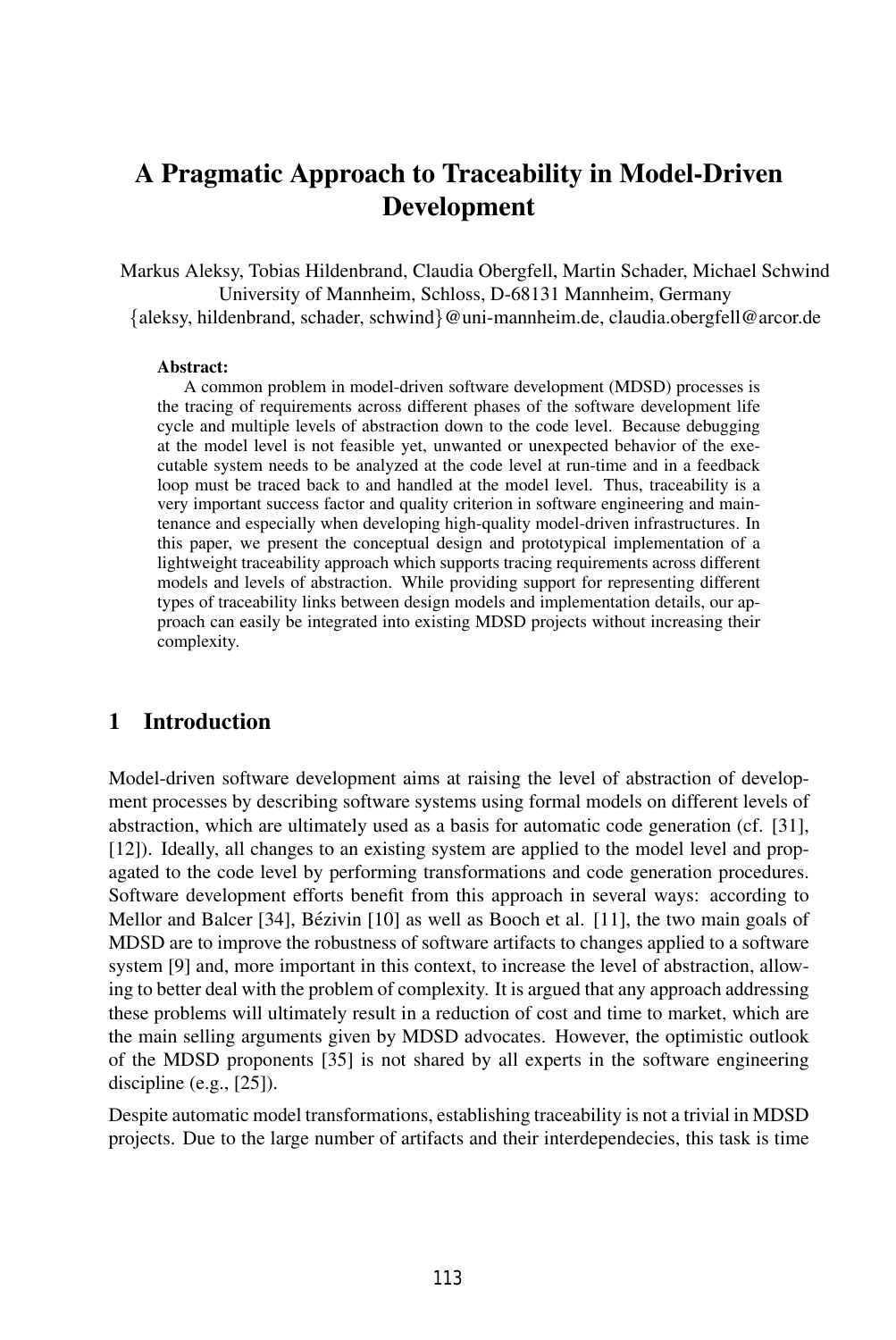# A Pragmatic Approach to Traceability in Model-Driven Development

Markus Aleksy, Tobias Hildenbrand, Claudia Obergfell, Martin Schader, Michael Schwind
University of Mannheim, Schloss, D-68131 Mannheim, Germany
{aleksy, hildenbrand, schader, schwind}@uni-mannheim.de, claudia.obergfell@arcor.de

**Abstract:**
A common problem in model-driven software development (MDSD) processes is the tracing of requirements across different phases of the software development life cycle and multiple levels of abstraction down to the code level. Because debugging at the model level is not feasible yet, unwanted or unexpected behavior of the executable system needs to be analyzed at the code level at run-time and in a feedback loop must be traced back to and handled at the model level. Thus, traceability is a very important success factor and quality criterion in software engineering and maintenance and especially when developing high-quality model-driven infrastructures. In this paper, we present the conceptual design and prototypical implementation of a lightweight traceability approach which supports tracing requirements across different models and levels of abstraction. While providing support for representing different types of traceability links between design models and implementation details, our approach can easily be integrated into existing MDSD projects without increasing their complexity.

## 1 Introduction

Model-driven software development aims at raising the level of abstraction of development processes by describing software systems using formal models on different levels of abstraction, which are ultimately used as a basis for automatic code generation (cf. [31], [12]). Ideally, all changes to an existing system are applied to the model level and propagated to the code level by performing transformations and code generation procedures. Software development efforts benefit from this approach in several ways: according to Mellor and Balcer [34], Bézivin [10] as well as Booch et al. [11], the two main goals of MDSD are to improve the robustness of software artifacts to changes applied to a software system [9] and, more important in this context, to increase the level of abstraction, allowing to better deal with the problem of complexity. It is argued that any approach addressing these problems will ultimately result in a reduction of cost and time to market, which are the main selling arguments given by MDSD advocates. However, the optimistic outlook of the MDSD proponents [35] is not shared by all experts in the software engineering discipline (e.g., [25]).

Despite automatic model transformations, establishing traceability is not a trivial in MDSD projects. Due to the large number of artifacts and their interdependecies, this task is time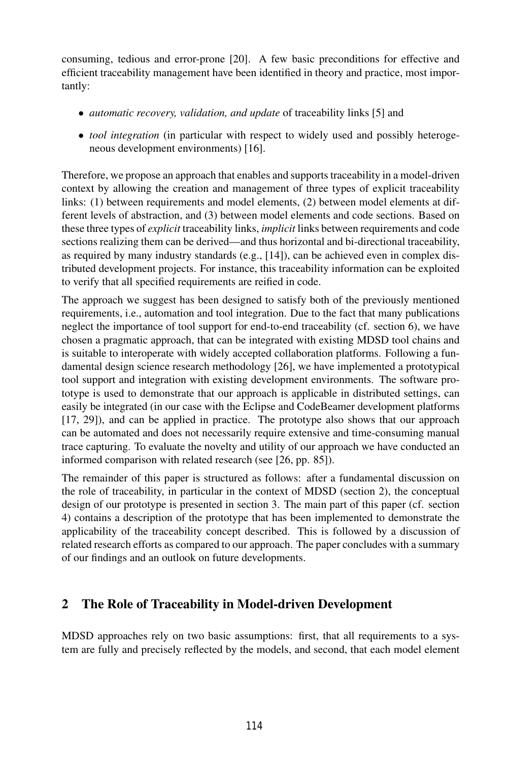consuming, tedious and error-prone [20]. A few basic preconditions for effective and efficient traceability management have been identified in theory and practice, most importantly:

- *automatic recovery, validation, and update* of traceability links [5] and
- *tool integration* (in particular with respect to widely used and possibly heterogeneous development environments) [16].

Therefore, we propose an approach that enables and supports traceability in a model-driven context by allowing the creation and management of three types of explicit traceability links: (1) between requirements and model elements, (2) between model elements at different levels of abstraction, and (3) between model elements and code sections. Based on these three types of *explicit* traceability links, *implicit* links between requirements and code sections realizing them can be derived—and thus horizontal and bi-directional traceability, as required by many industry standards (e.g., [14]), can be achieved even in complex distributed development projects. For instance, this traceability information can be exploited to verify that all specified requirements are reified in code.

The approach we suggest has been designed to satisfy both of the previously mentioned requirements, i.e., automation and tool integration. Due to the fact that many publications neglect the importance of tool support for end-to-end traceability (cf. section 6), we have chosen a pragmatic approach, that can be integrated with existing MDSD tool chains and is suitable to interoperate with widely accepted collaboration platforms. Following a fundamental design science research methodology [26], we have implemented a prototypical tool support and integration with existing development environments. The software prototype is used to demonstrate that our approach is applicable in distributed settings, can easily be integrated (in our case with the Eclipse and CodeBeamer development platforms [17, 29]), and can be applied in practice. The prototype also shows that our approach can be automated and does not necessarily require extensive and time-consuming manual trace capturing. To evaluate the novelty and utility of our approach we have conducted an informed comparison with related research (see [26, pp. 85]).

The remainder of this paper is structured as follows: after a fundamental discussion on the role of traceability, in particular in the context of MDSD (section 2), the conceptual design of our prototype is presented in section 3. The main part of this paper (cf. section 4) contains a description of the prototype that has been implemented to demonstrate the applicability of the traceability concept described. This is followed by a discussion of related research efforts as compared to our approach. The paper concludes with a summary of our findings and an outlook on future developments.

## 2 The Role of Traceability in Model-driven Development

MDSD approaches rely on two basic assumptions: first, that all requirements to a system are fully and precisely reflected by the models, and second, that each model element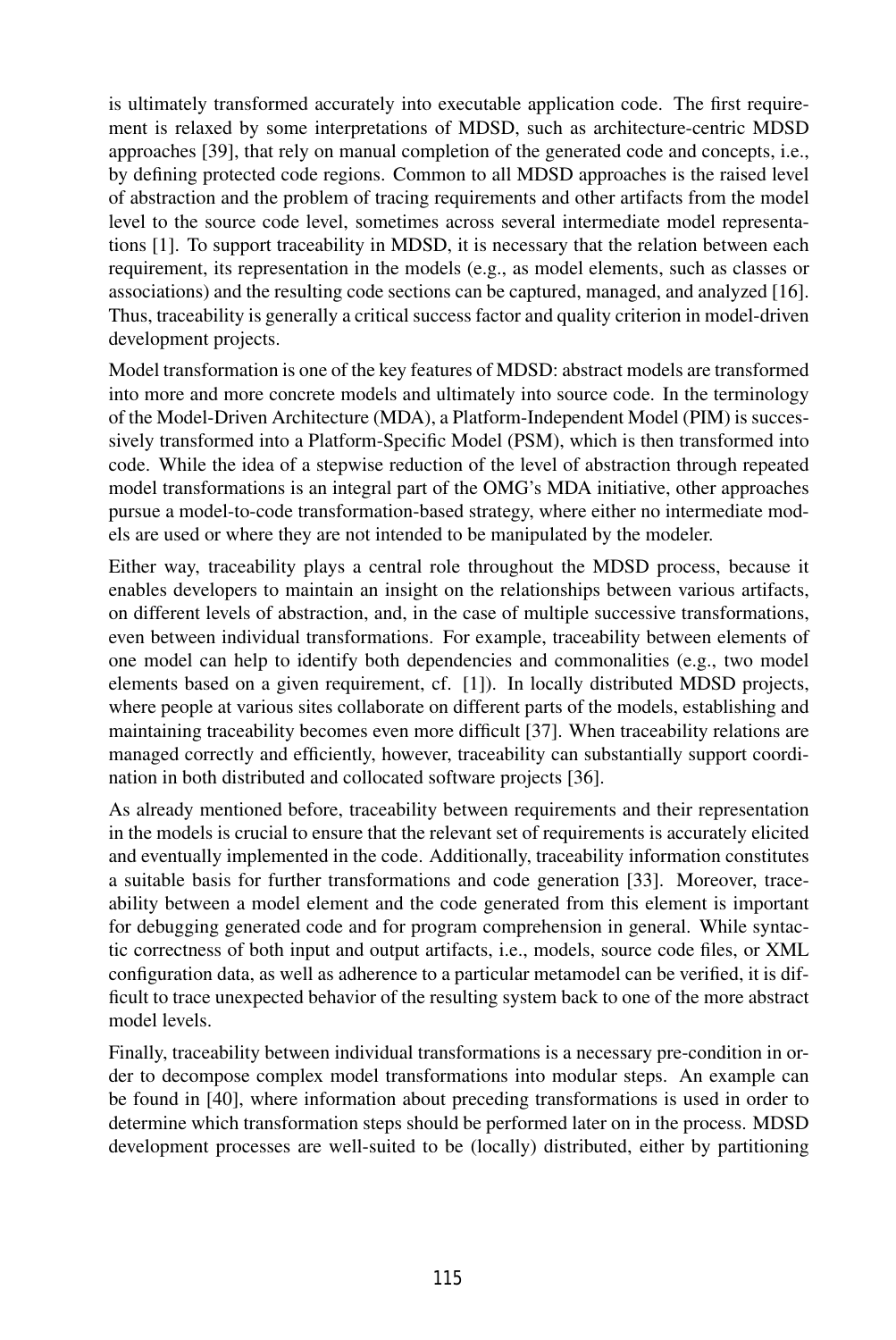is ultimately transformed accurately into executable application code. The first requirement is relaxed by some interpretations of MDSD, such as architecture-centric MDSD approaches [39], that rely on manual completion of the generated code and concepts, i.e., by defining protected code regions. Common to all MDSD approaches is the raised level of abstraction and the problem of tracing requirements and other artifacts from the model level to the source code level, sometimes across several intermediate model representations [1]. To support traceability in MDSD, it is necessary that the relation between each requirement, its representation in the models (e.g., as model elements, such as classes or associations) and the resulting code sections can be captured, managed, and analyzed [16]. Thus, traceability is generally a critical success factor and quality criterion in model-driven development projects.

Model transformation is one of the key features of MDSD: abstract models are transformed into more and more concrete models and ultimately into source code. In the terminology of the Model-Driven Architecture (MDA), a Platform-Independent Model (PIM) is successively transformed into a Platform-Specific Model (PSM), which is then transformed into code. While the idea of a stepwise reduction of the level of abstraction through repeated model transformations is an integral part of the OMG's MDA initiative, other approaches pursue a model-to-code transformation-based strategy, where either no intermediate models are used or where they are not intended to be manipulated by the modeler.

Either way, traceability plays a central role throughout the MDSD process, because it enables developers to maintain an insight on the relationships between various artifacts, on different levels of abstraction, and, in the case of multiple successive transformations, even between individual transformations. For example, traceability between elements of one model can help to identify both dependencies and commonalities (e.g., two model elements based on a given requirement, cf. [1]). In locally distributed MDSD projects, where people at various sites collaborate on different parts of the models, establishing and maintaining traceability becomes even more difficult [37]. When traceability relations are managed correctly and efficiently, however, traceability can substantially support coordination in both distributed and collocated software projects [36].

As already mentioned before, traceability between requirements and their representation in the models is crucial to ensure that the relevant set of requirements is accurately elicited and eventually implemented in the code. Additionally, traceability information constitutes a suitable basis for further transformations and code generation [33]. Moreover, traceability between a model element and the code generated from this element is important for debugging generated code and for program comprehension in general. While syntactic correctness of both input and output artifacts, i.e., models, source code files, or XML configuration data, as well as adherence to a particular metamodel can be verified, it is difficult to trace unexpected behavior of the resulting system back to one of the more abstract model levels.

Finally, traceability between individual transformations is a necessary pre-condition in order to decompose complex model transformations into modular steps. An example can be found in [40], where information about preceding transformations is used in order to determine which transformation steps should be performed later on in the process. MDSD development processes are well-suited to be (locally) distributed, either by partitioning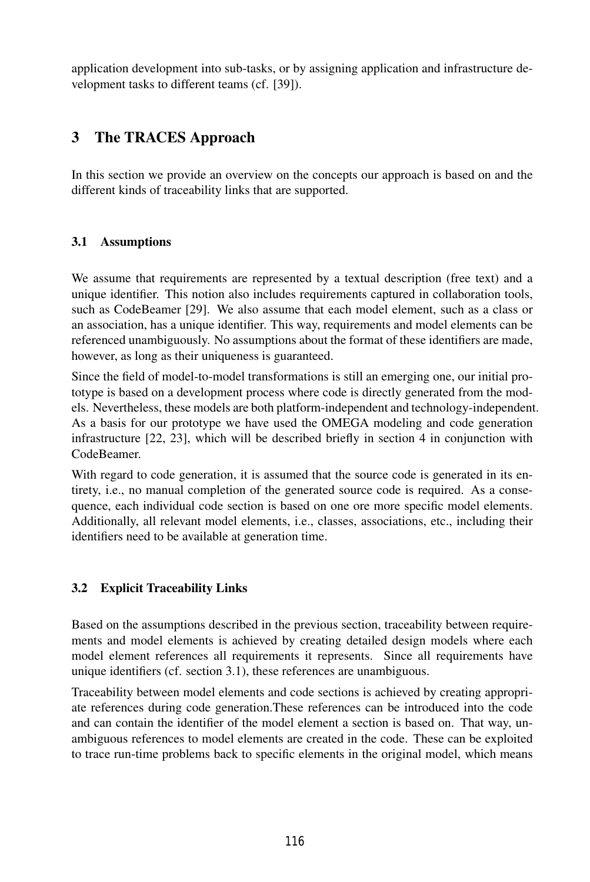application development into sub-tasks, or by assigning application and infrastructure development tasks to different teams (cf. [39]).

## 3 The TRACES Approach

In this section we provide an overview on the concepts our approach is based on and the different kinds of traceability links that are supported.

### 3.1 Assumptions

We assume that requirements are represented by a textual description (free text) and a unique identifier. This notion also includes requirements captured in collaboration tools, such as CodeBeamer [29]. We also assume that each model element, such as a class or an association, has a unique identifier. This way, requirements and model elements can be referenced unambiguously. No assumptions about the format of these identifiers are made, however, as long as their uniqueness is guaranteed.

Since the field of model-to-model transformations is still an emerging one, our initial prototype is based on a development process where code is directly generated from the models. Nevertheless, these models are both platform-independent and technology-independent. As a basis for our prototype we have used the OMEGA modeling and code generation infrastructure [22, 23], which will be described briefly in section 4 in conjunction with CodeBeamer.

With regard to code generation, it is assumed that the source code is generated in its entirety, i.e., no manual completion of the generated source code is required. As a consequence, each individual code section is based on one ore more specific model elements. Additionally, all relevant model elements, i.e., classes, associations, etc., including their identifiers need to be available at generation time.

### 3.2 Explicit Traceability Links

Based on the assumptions described in the previous section, traceability between requirements and model elements is achieved by creating detailed design models where each model element references all requirements it represents. Since all requirements have unique identifiers (cf. section 3.1), these references are unambiguous.

Traceability between model elements and code sections is achieved by creating appropriate references during code generation.These references can be introduced into the code and can contain the identifier of the model element a section is based on. That way, unambiguous references to model elements are created in the code. These can be exploited to trace run-time problems back to specific elements in the original model, which means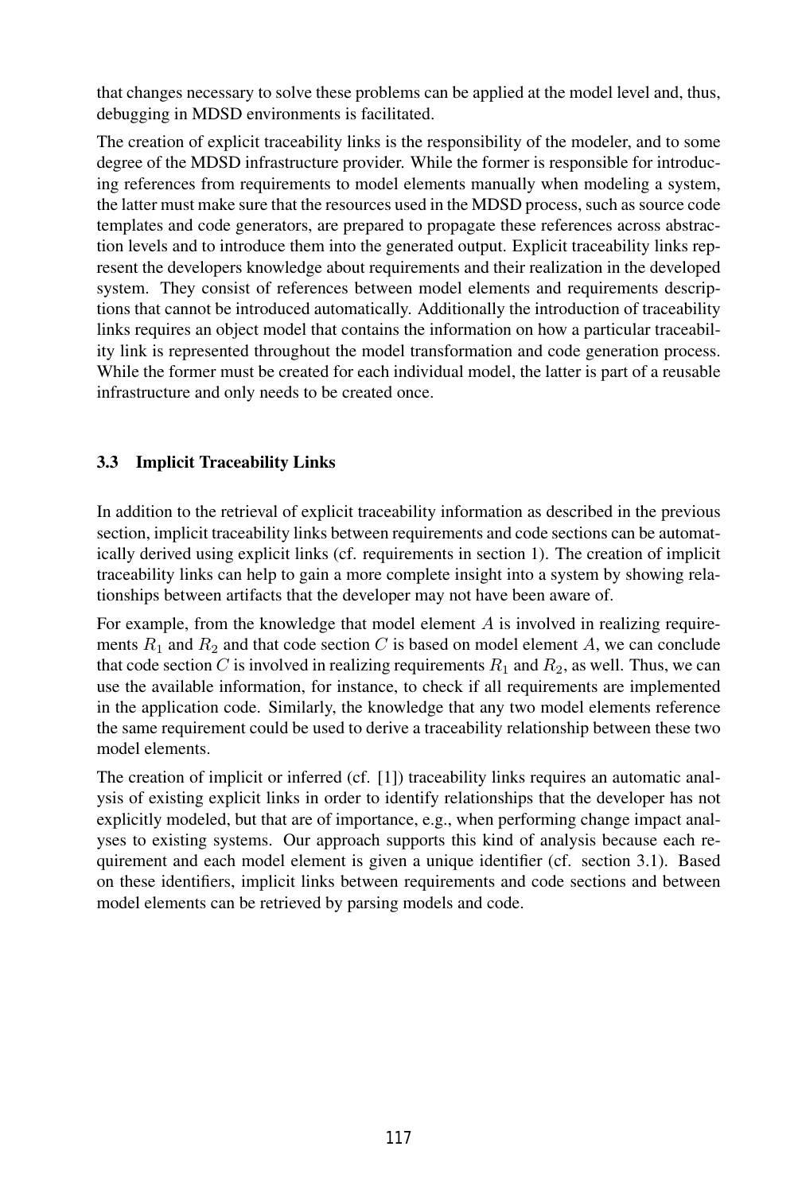that changes necessary to solve these problems can be applied at the model level and, thus, debugging in MDSD environments is facilitated.

The creation of explicit traceability links is the responsibility of the modeler, and to some degree of the MDSD infrastructure provider. While the former is responsible for introducing references from requirements to model elements manually when modeling a system, the latter must make sure that the resources used in the MDSD process, such as source code templates and code generators, are prepared to propagate these references across abstraction levels and to introduce them into the generated output. Explicit traceability links represent the developers knowledge about requirements and their realization in the developed system. They consist of references between model elements and requirements descriptions that cannot be introduced automatically. Additionally the introduction of traceability links requires an object model that contains the information on how a particular traceability link is represented throughout the model transformation and code generation process. While the former must be created for each individual model, the latter is part of a reusable infrastructure and only needs to be created once.

### 3.3 Implicit Traceability Links

In addition to the retrieval of explicit traceability information as described in the previous section, implicit traceability links between requirements and code sections can be automatically derived using explicit links (cf. requirements in section 1). The creation of implicit traceability links can help to gain a more complete insight into a system by showing relationships between artifacts that the developer may not have been aware of.

For example, from the knowledge that model element $A$ is involved in realizing requirements $R_1$ and $R_2$ and that code section $C$ is based on model element $A$, we can conclude that code section $C$ is involved in realizing requirements $R_1$ and $R_2$, as well. Thus, we can use the available information, for instance, to check if all requirements are implemented in the application code. Similarly, the knowledge that any two model elements reference the same requirement could be used to derive a traceability relationship between these two model elements.

The creation of implicit or inferred (cf. [1]) traceability links requires an automatic analysis of existing explicit links in order to identify relationships that the developer has not explicitly modeled, but that are of importance, e.g., when performing change impact analyses to existing systems. Our approach supports this kind of analysis because each requirement and each model element is given a unique identifier (cf. section 3.1). Based on these identifiers, implicit links between requirements and code sections and between model elements can be retrieved by parsing models and code.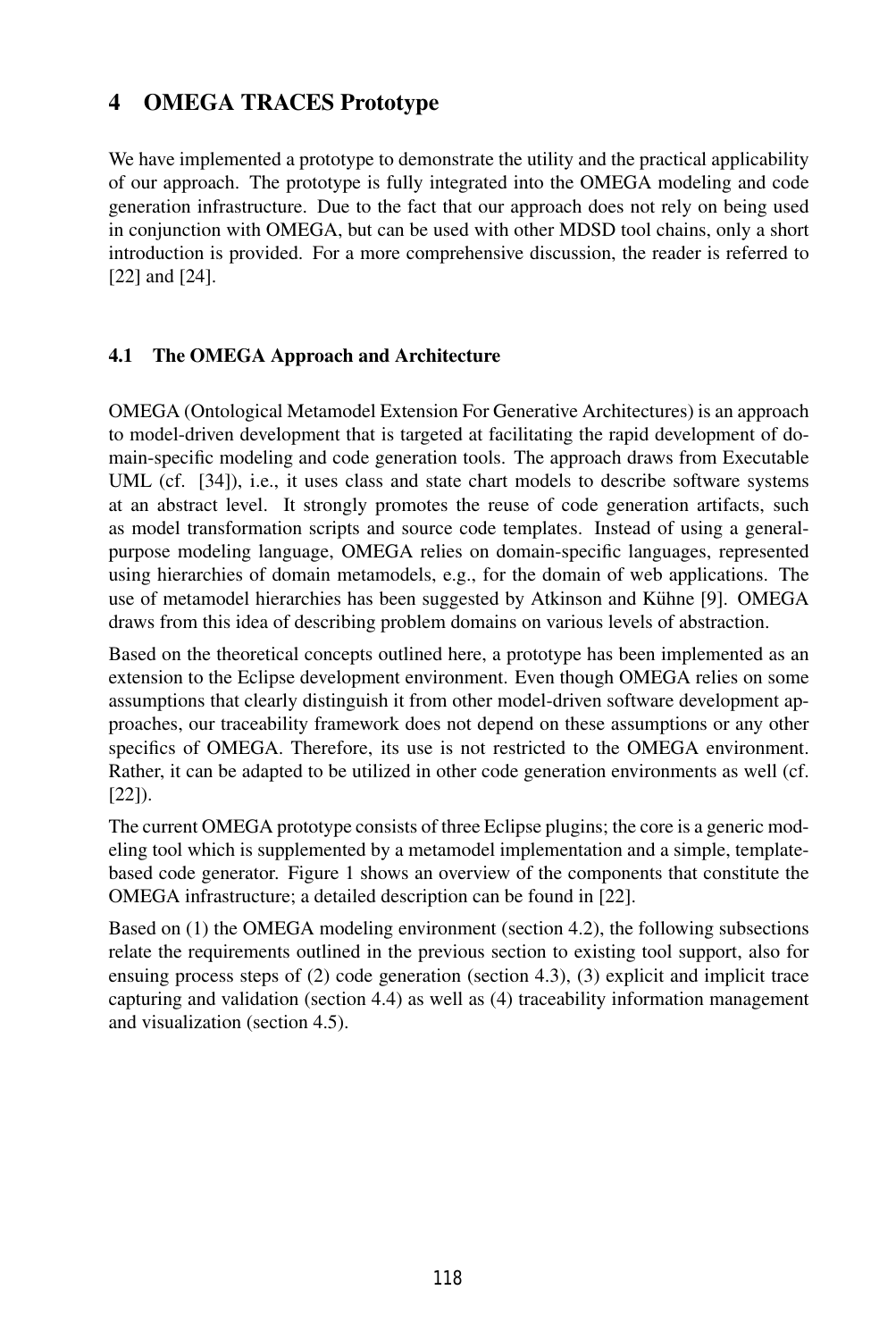# 4 OMEGA TRACES Prototype

We have implemented a prototype to demonstrate the utility and the practical applicability of our approach. The prototype is fully integrated into the OMEGA modeling and code generation infrastructure. Due to the fact that our approach does not rely on being used in conjunction with OMEGA, but can be used with other MDSD tool chains, only a short introduction is provided. For a more comprehensive discussion, the reader is referred to [22] and [24].

## 4.1 The OMEGA Approach and Architecture

OMEGA (Ontological Metamodel Extension For Generative Architectures) is an approach to model-driven development that is targeted at facilitating the rapid development of domain-specific modeling and code generation tools. The approach draws from Executable UML (cf. [34]), i.e., it uses class and state chart models to describe software systems at an abstract level. It strongly promotes the reuse of code generation artifacts, such as model transformation scripts and source code templates. Instead of using a general-purpose modeling language, OMEGA relies on domain-specific languages, represented using hierarchies of domain metamodels, e.g., for the domain of web applications. The use of metamodel hierarchies has been suggested by Atkinson and Kühne [9]. OMEGA draws from this idea of describing problem domains on various levels of abstraction.

Based on the theoretical concepts outlined here, a prototype has been implemented as an extension to the Eclipse development environment. Even though OMEGA relies on some assumptions that clearly distinguish it from other model-driven software development approaches, our traceability framework does not depend on these assumptions or any other specifics of OMEGA. Therefore, its use is not restricted to the OMEGA environment. Rather, it can be adapted to be utilized in other code generation environments as well (cf. [22]).

The current OMEGA prototype consists of three Eclipse plugins; the core is a generic modeling tool which is supplemented by a metamodel implementation and a simple, template-based code generator. Figure 1 shows an overview of the components that constitute the OMEGA infrastructure; a detailed description can be found in [22].

Based on (1) the OMEGA modeling environment (section 4.2), the following subsections relate the requirements outlined in the previous section to existing tool support, also for ensuing process steps of (2) code generation (section 4.3), (3) explicit and implicit trace capturing and validation (section 4.4) as well as (4) traceability information management and visualization (section 4.5).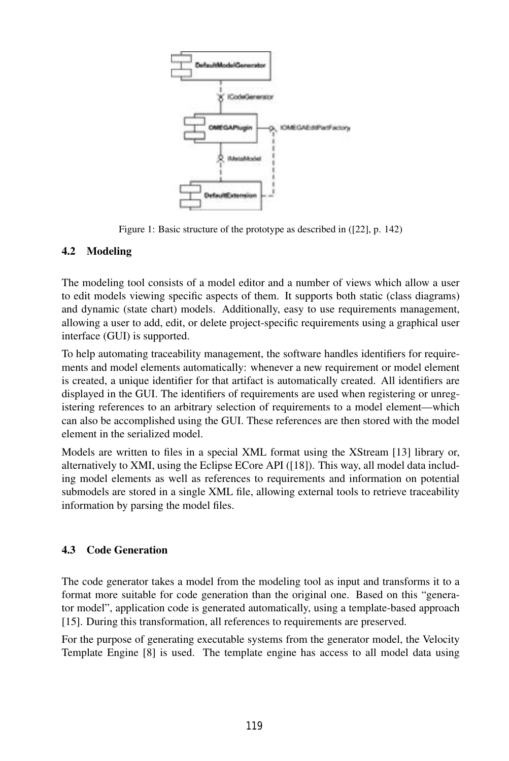Figure 1: Basic structure of the prototype as described in ([22], p. 142)

### 4.2 Modeling

The modeling tool consists of a model editor and a number of views which allow a user to edit models viewing specific aspects of them. It supports both static (class diagrams) and dynamic (state chart) models. Additionally, easy to use requirements management, allowing a user to add, edit, or delete project-specific requirements using a graphical user interface (GUI) is supported.

To help automating traceability management, the software handles identifiers for requirements and model elements automatically: whenever a new requirement or model element is created, a unique identifier for that artifact is automatically created. All identifiers are displayed in the GUI. The identifiers of requirements are used when registering or unregistering references to an arbitrary selection of requirements to a model element—which can also be accomplished using the GUI. These references are then stored with the model element in the serialized model.

Models are written to files in a special XML format using the XStream [13] library or, alternatively to XMI, using the Eclipse ECore API ([18]). This way, all model data including model elements as well as references to requirements and information on potential submodels are stored in a single XML file, allowing external tools to retrieve traceability information by parsing the model files.

### 4.3 Code Generation

The code generator takes a model from the modeling tool as input and transforms it to a format more suitable for code generation than the original one. Based on this "generator model", application code is generated automatically, using a template-based approach [15]. During this transformation, all references to requirements are preserved.

For the purpose of generating executable systems from the generator model, the Velocity Template Engine [8] is used. The template engine has access to all model data using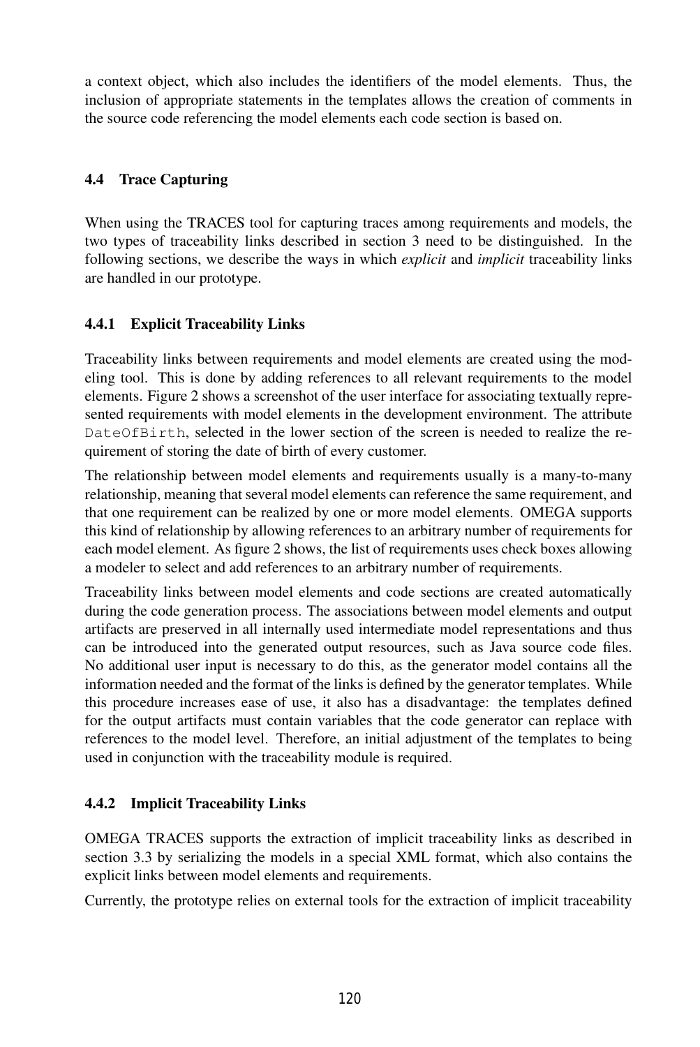a context object, which also includes the identifiers of the model elements. Thus, the inclusion of appropriate statements in the templates allows the creation of comments in the source code referencing the model elements each code section is based on.

### 4.4 Trace Capturing

When using the TRACES tool for capturing traces among requirements and models, the two types of traceability links described in section 3 need to be distinguished. In the following sections, we describe the ways in which *explicit* and *implicit* traceability links are handled in our prototype.

#### 4.4.1 Explicit Traceability Links

Traceability links between requirements and model elements are created using the modeling tool. This is done by adding references to all relevant requirements to the model elements. Figure 2 shows a screenshot of the user interface for associating textually represented requirements with model elements in the development environment. The attribute `DateOfBirth`, selected in the lower section of the screen is needed to realize the requirement of storing the date of birth of every customer.

The relationship between model elements and requirements usually is a many-to-many relationship, meaning that several model elements can reference the same requirement, and that one requirement can be realized by one or more model elements. OMEGA supports this kind of relationship by allowing references to an arbitrary number of requirements for each model element. As figure 2 shows, the list of requirements uses check boxes allowing a modeler to select and add references to an arbitrary number of requirements.

Traceability links between model elements and code sections are created automatically during the code generation process. The associations between model elements and output artifacts are preserved in all internally used intermediate model representations and thus can be introduced into the generated output resources, such as Java source code files. No additional user input is necessary to do this, as the generator model contains all the information needed and the format of the links is defined by the generator templates. While this procedure increases ease of use, it also has a disadvantage: the templates defined for the output artifacts must contain variables that the code generator can replace with references to the model level. Therefore, an initial adjustment of the templates to being used in conjunction with the traceability module is required.

#### 4.4.2 Implicit Traceability Links

OMEGA TRACES supports the extraction of implicit traceability links as described in section 3.3 by serializing the models in a special XML format, which also contains the explicit links between model elements and requirements.

Currently, the prototype relies on external tools for the extraction of implicit traceability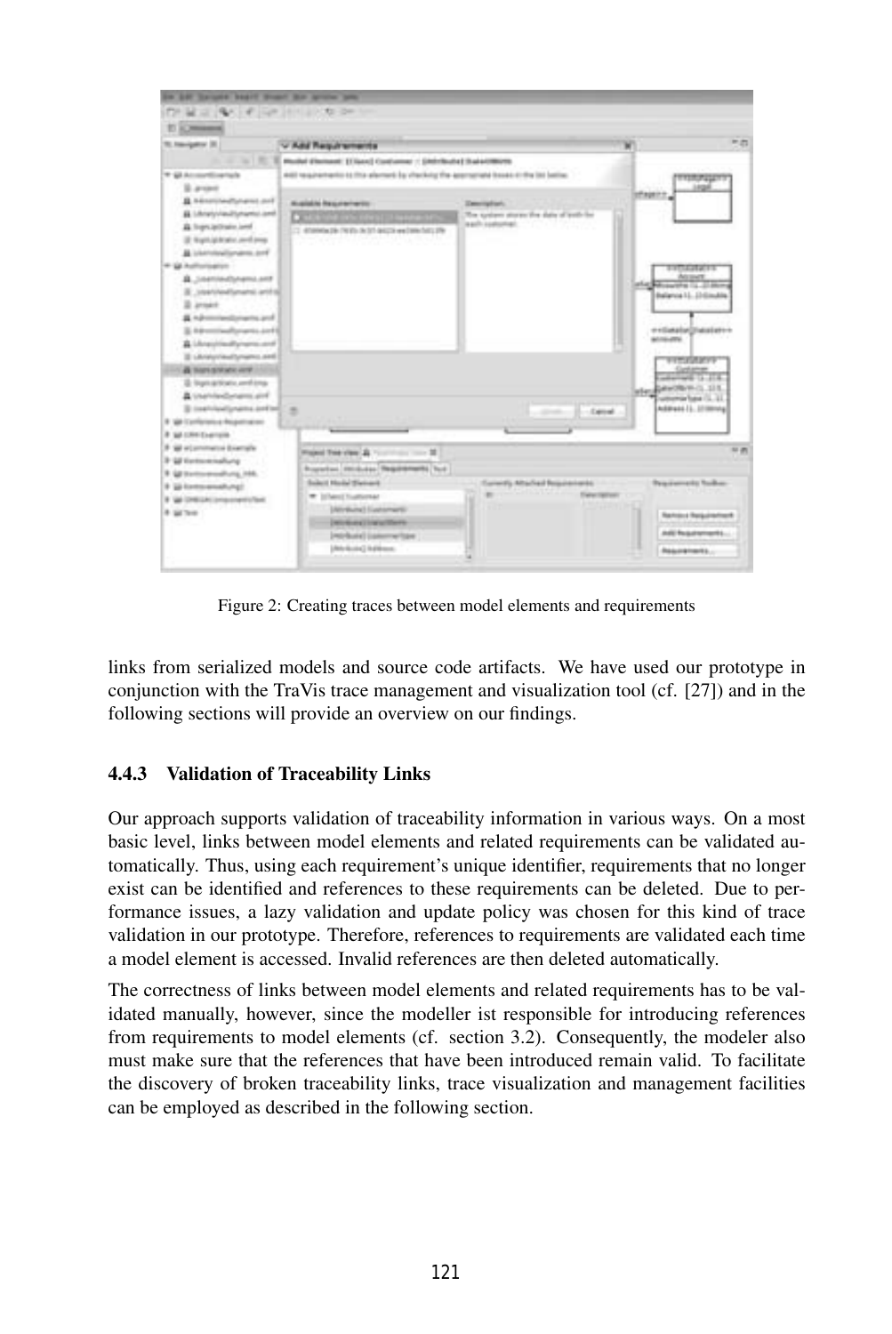Figure 2: Creating traces between model elements and requirements

links from serialized models and source code artifacts. We have used our prototype in conjunction with the TraVis trace management and visualization tool (cf. [27]) and in the following sections will provide an overview on our findings.

### 4.4.3 Validation of Traceability Links

Our approach supports validation of traceability information in various ways. On a most basic level, links between model elements and related requirements can be validated automatically. Thus, using each requirement's unique identifier, requirements that no longer exist can be identified and references to these requirements can be deleted. Due to performance issues, a lazy validation and update policy was chosen for this kind of trace validation in our prototype. Therefore, references to requirements are validated each time a model element is accessed. Invalid references are then deleted automatically.

The correctness of links between model elements and related requirements has to be validated manually, however, since the modeller ist responsible for introducing references from requirements to model elements (cf. section 3.2). Consequently, the modeler also must make sure that the references that have been introduced remain valid. To facilitate the discovery of broken traceability links, trace visualization and management facilities can be employed as described in the following section.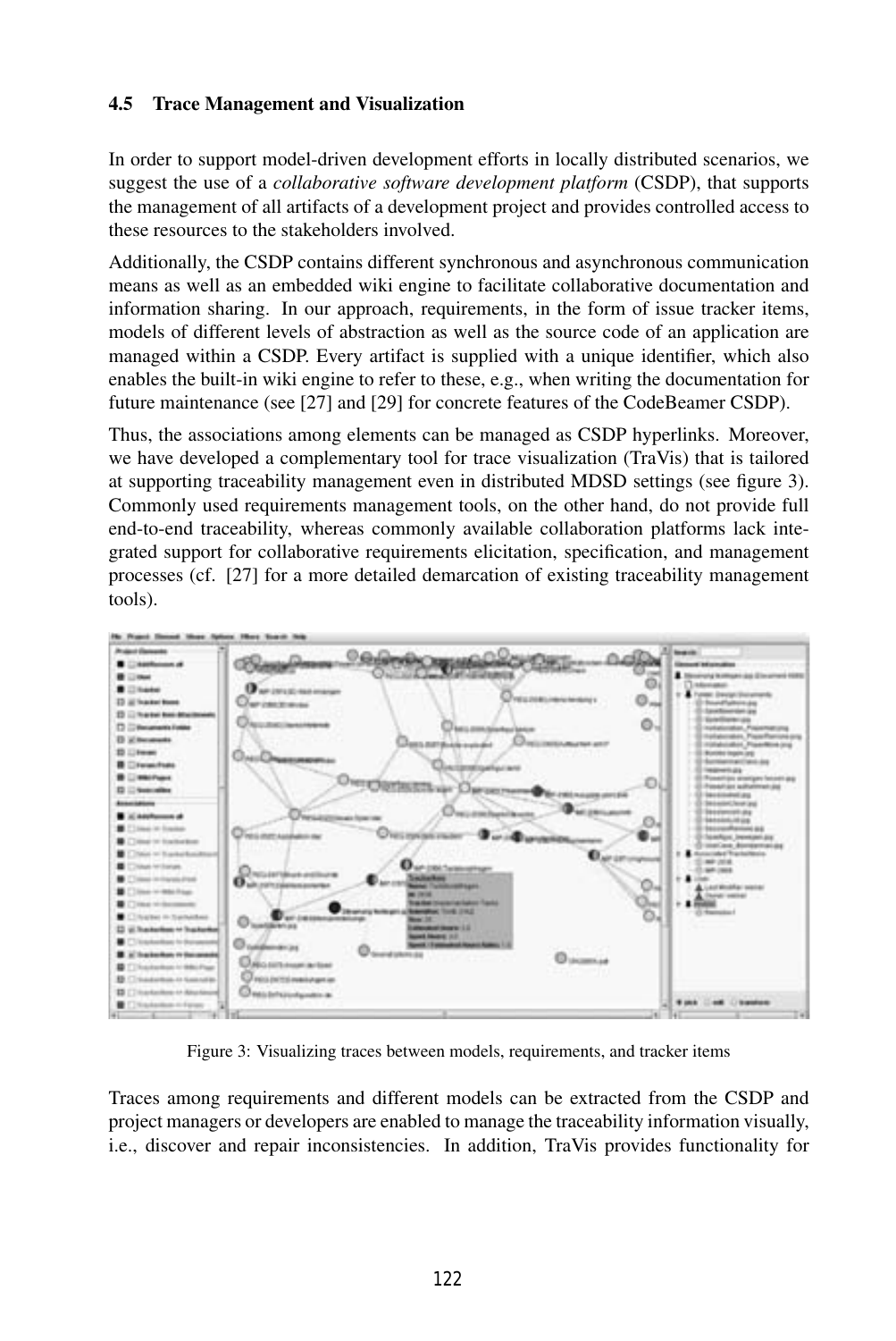### 4.5 Trace Management and Visualization

In order to support model-driven development efforts in locally distributed scenarios, we suggest the use of a *collaborative software development platform* (CSDP), that supports the management of all artifacts of a development project and provides controlled access to these resources to the stakeholders involved.

Additionally, the CSDP contains different synchronous and asynchronous communication means as well as an embedded wiki engine to facilitate collaborative documentation and information sharing. In our approach, requirements, in the form of issue tracker items, models of different levels of abstraction as well as the source code of an application are managed within a CSDP. Every artifact is supplied with a unique identifier, which also enables the built-in wiki engine to refer to these, e.g., when writing the documentation for future maintenance (see [27] and [29] for concrete features of the CodeBeamer CSDP).

Thus, the associations among elements can be managed as CSDP hyperlinks. Moreover, we have developed a complementary tool for trace visualization (TraVis) that is tailored at supporting traceability management even in distributed MDSD settings (see figure 3). Commonly used requirements management tools, on the other hand, do not provide full end-to-end traceability, whereas commonly available collaboration platforms lack integrated support for collaborative requirements elicitation, specification, and management processes (cf. [27] for a more detailed demarcation of existing traceability management tools).

Figure 3: Visualizing traces between models, requirements, and tracker items

Traces among requirements and different models can be extracted from the CSDP and project managers or developers are enabled to manage the traceability information visually, i.e., discover and repair inconsistencies. In addition, TraVis provides functionality for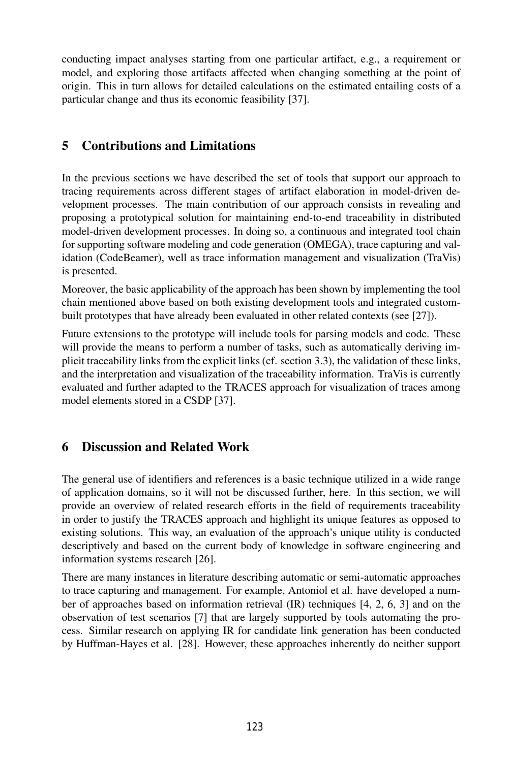conducting impact analyses starting from one particular artifact, e.g., a requirement or model, and exploring those artifacts affected when changing something at the point of origin. This in turn allows for detailed calculations on the estimated entailing costs of a particular change and thus its economic feasibility [37].

## 5 Contributions and Limitations

In the previous sections we have described the set of tools that support our approach to tracing requirements across different stages of artifact elaboration in model-driven development processes. The main contribution of our approach consists in revealing and proposing a prototypical solution for maintaining end-to-end traceability in distributed model-driven development processes. In doing so, a continuous and integrated tool chain for supporting software modeling and code generation (OMEGA), trace capturing and validation (CodeBeamer), well as trace information management and visualization (TraVis) is presented.

Moreover, the basic applicability of the approach has been shown by implementing the tool chain mentioned above based on both existing development tools and integrated custom-built prototypes that have already been evaluated in other related contexts (see [27]).

Future extensions to the prototype will include tools for parsing models and code. These will provide the means to perform a number of tasks, such as automatically deriving implicit traceability links from the explicit links (cf. section 3.3), the validation of these links, and the interpretation and visualization of the traceability information. TraVis is currently evaluated and further adapted to the TRACES approach for visualization of traces among model elements stored in a CSDP [37].

## 6 Discussion and Related Work

The general use of identifiers and references is a basic technique utilized in a wide range of application domains, so it will not be discussed further, here. In this section, we will provide an overview of related research efforts in the field of requirements traceability in order to justify the TRACES approach and highlight its unique features as opposed to existing solutions. This way, an evaluation of the approach's unique utility is conducted descriptively and based on the current body of knowledge in software engineering and information systems research [26].

There are many instances in literature describing automatic or semi-automatic approaches to trace capturing and management. For example, Antoniol et al. have developed a number of approaches based on information retrieval (IR) techniques [4, 2, 6, 3] and on the observation of test scenarios [7] that are largely supported by tools automating the process. Similar research on applying IR for candidate link generation has been conducted by Huffman-Hayes et al. [28]. However, these approaches inherently do neither support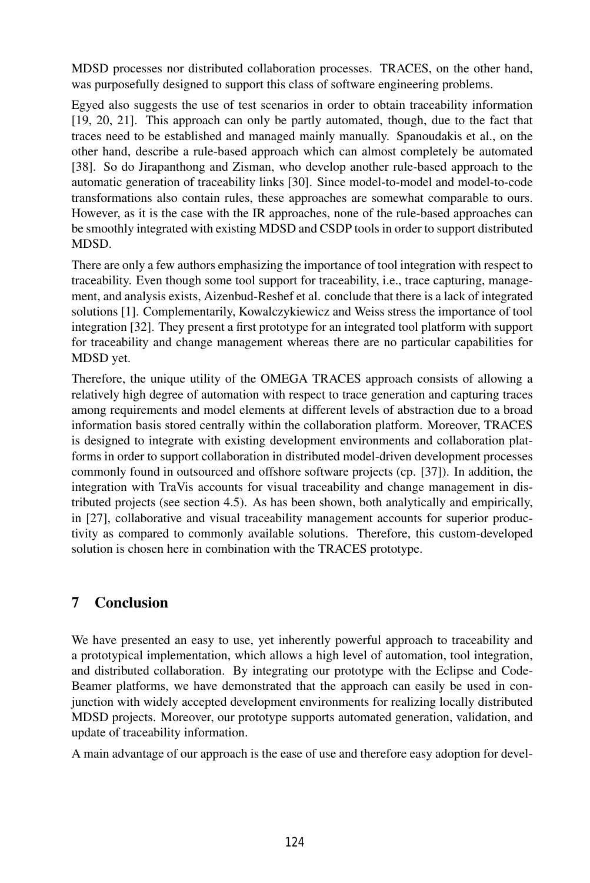MDSD processes nor distributed collaboration processes. TRACES, on the other hand, was purposefully designed to support this class of software engineering problems.

Egyed also suggests the use of test scenarios in order to obtain traceability information [19, 20, 21]. This approach can only be partly automated, though, due to the fact that traces need to be established and managed mainly manually. Spanoudakis et al., on the other hand, describe a rule-based approach which can almost completely be automated [38]. So do Jirapanthong and Zisman, who develop another rule-based approach to the automatic generation of traceability links [30]. Since model-to-model and model-to-code transformations also contain rules, these approaches are somewhat comparable to ours. However, as it is the case with the IR approaches, none of the rule-based approaches can be smoothly integrated with existing MDSD and CSDP tools in order to support distributed MDSD.

There are only a few authors emphasizing the importance of tool integration with respect to traceability. Even though some tool support for traceability, i.e., trace capturing, management, and analysis exists, Aizenbud-Reshef et al. conclude that there is a lack of integrated solutions [1]. Complementarily, Kowalczykiewicz and Weiss stress the importance of tool integration [32]. They present a first prototype for an integrated tool platform with support for traceability and change management whereas there are no particular capabilities for MDSD yet.

Therefore, the unique utility of the OMEGA TRACES approach consists of allowing a relatively high degree of automation with respect to trace generation and capturing traces among requirements and model elements at different levels of abstraction due to a broad information basis stored centrally within the collaboration platform. Moreover, TRACES is designed to integrate with existing development environments and collaboration platforms in order to support collaboration in distributed model-driven development processes commonly found in outsourced and offshore software projects (cp. [37]). In addition, the integration with TraVis accounts for visual traceability and change management in distributed projects (see section 4.5). As has been shown, both analytically and empirically, in [27], collaborative and visual traceability management accounts for superior productivity as compared to commonly available solutions. Therefore, this custom-developed solution is chosen here in combination with the TRACES prototype.

## 7 Conclusion

We have presented an easy to use, yet inherently powerful approach to traceability and a prototypical implementation, which allows a high level of automation, tool integration, and distributed collaboration. By integrating our prototype with the Eclipse and CodeBeamer platforms, we have demonstrated that the approach can easily be used in conjunction with widely accepted development environments for realizing locally distributed MDSD projects. Moreover, our prototype supports automated generation, validation, and update of traceability information.

A main advantage of our approach is the ease of use and therefore easy adoption for devel-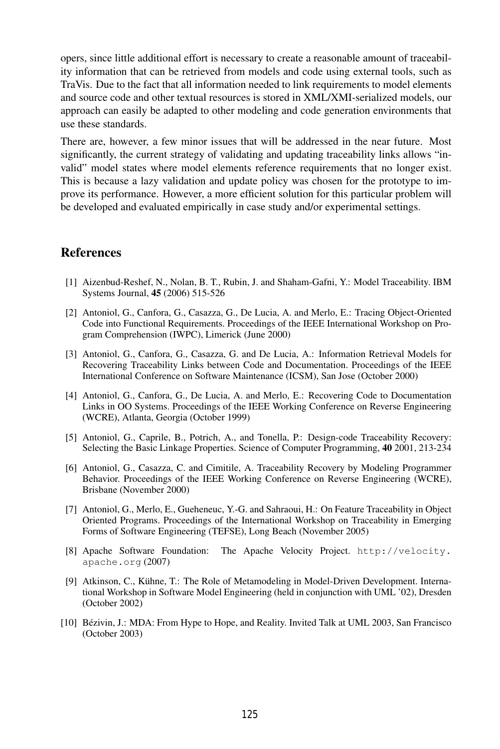opers, since little additional effort is necessary to create a reasonable amount of traceability information that can be retrieved from models and code using external tools, such as TraVis. Due to the fact that all information needed to link requirements to model elements and source code and other textual resources is stored in XML/XMI-serialized models, our approach can easily be adapted to other modeling and code generation environments that use these standards.

There are, however, a few minor issues that will be addressed in the near future. Most significantly, the current strategy of validating and updating traceability links allows "invalid" model states where model elements reference requirements that no longer exist. This is because a lazy validation and update policy was chosen for the prototype to improve its performance. However, a more efficient solution for this particular problem will be developed and evaluated empirically in case study and/or experimental settings.

## References

[1] Aizenbud-Reshef, N., Nolan, B. T., Rubin, J. and Shaham-Gafni, Y.: Model Traceability. IBM Systems Journal, **45** (2006) 515-526

[2] Antoniol, G., Canfora, G., Casazza, G., De Lucia, A. and Merlo, E.: Tracing Object-Oriented Code into Functional Requirements. Proceedings of the IEEE International Workshop on Program Comprehension (IWPC), Limerick (June 2000)

[3] Antoniol, G., Canfora, G., Casazza, G. and De Lucia, A.: Information Retrieval Models for Recovering Traceability Links between Code and Documentation. Proceedings of the IEEE International Conference on Software Maintenance (ICSM), San Jose (October 2000)

[4] Antoniol, G., Canfora, G., De Lucia, A. and Merlo, E.: Recovering Code to Documentation Links in OO Systems. Proceedings of the IEEE Working Conference on Reverse Engineering (WCRE), Atlanta, Georgia (October 1999)

[5] Antoniol, G., Caprile, B., Potrich, A., and Tonella, P.: Design-code Traceability Recovery: Selecting the Basic Linkage Properties. Science of Computer Programming, **40** 2001, 213-234

[6] Antoniol, G., Casazza, C. and Cimitile, A. Traceability Recovery by Modeling Programmer Behavior. Proceedings of the IEEE Working Conference on Reverse Engineering (WCRE), Brisbane (November 2000)

[7] Antoniol, G., Merlo, E., Gueheneuc, Y.-G. and Sahraoui, H.: On Feature Traceability in Object Oriented Programs. Proceedings of the International Workshop on Traceability in Emerging Forms of Software Engineering (TEFSE), Long Beach (November 2005)

[8] Apache Software Foundation: The Apache Velocity Project. `http://velocity.apache.org` (2007)

[9] Atkinson, C., Kühne, T.: The Role of Metamodeling in Model-Driven Development. International Workshop in Software Model Engineering (held in conjunction with UML '02), Dresden (October 2002)

[10] Bézivin, J.: MDA: From Hype to Hope, and Reality. Invited Talk at UML 2003, San Francisco (October 2003)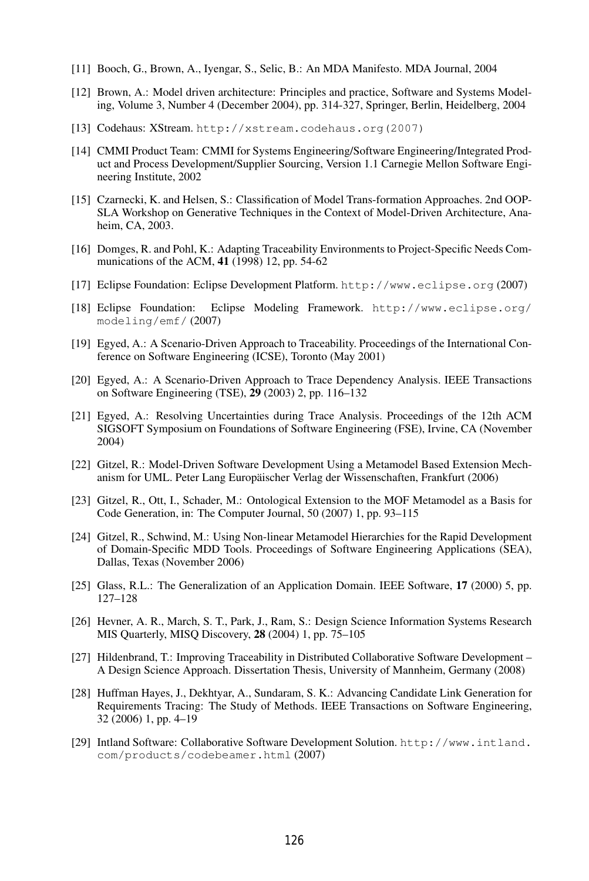[11] Booch, G., Brown, A., Iyengar, S., Selic, B.: An MDA Manifesto. MDA Journal, 2004

[12] Brown, A.: Model driven architecture: Principles and practice, Software and Systems Modeling, Volume 3, Number 4 (December 2004), pp. 314-327, Springer, Berlin, Heidelberg, 2004

[13] Codehaus: XStream. `http://xstream.codehaus.org(2007)`

[14] CMMI Product Team: CMMI for Systems Engineering/Software Engineering/Integrated Product and Process Development/Supplier Sourcing, Version 1.1 Carnegie Mellon Software Engineering Institute, 2002

[15] Czarnecki, K. and Helsen, S.: Classification of Model Trans-formation Approaches. 2nd OOPSLA Workshop on Generative Techniques in the Context of Model-Driven Architecture, Anaheim, CA, 2003.

[16] Domges, R. and Pohl, K.: Adapting Traceability Environments to Project-Specific Needs Communications of the ACM, **41** (1998) 12, pp. 54-62

[17] Eclipse Foundation: Eclipse Development Platform. `http://www.eclipse.org` (2007)

[18] Eclipse Foundation: Eclipse Modeling Framework. `http://www.eclipse.org/modeling/emf/` (2007)

[19] Egyed, A.: A Scenario-Driven Approach to Traceability. Proceedings of the International Conference on Software Engineering (ICSE), Toronto (May 2001)

[20] Egyed, A.: A Scenario-Driven Approach to Trace Dependency Analysis. IEEE Transactions on Software Engineering (TSE), **29** (2003) 2, pp. 116–132

[21] Egyed, A.: Resolving Uncertainties during Trace Analysis. Proceedings of the 12th ACM SIGSOFT Symposium on Foundations of Software Engineering (FSE), Irvine, CA (November 2004)

[22] Gitzel, R.: Model-Driven Software Development Using a Metamodel Based Extension Mechanism for UML. Peter Lang Europäischer Verlag der Wissenschaften, Frankfurt (2006)

[23] Gitzel, R., Ott, I., Schader, M.: Ontological Extension to the MOF Metamodel as a Basis for Code Generation, in: The Computer Journal, 50 (2007) 1, pp. 93–115

[24] Gitzel, R., Schwind, M.: Using Non-linear Metamodel Hierarchies for the Rapid Development of Domain-Specific MDD Tools. Proceedings of Software Engineering Applications (SEA), Dallas, Texas (November 2006)

[25] Glass, R.L.: The Generalization of an Application Domain. IEEE Software, **17** (2000) 5, pp. 127–128

[26] Hevner, A. R., March, S. T., Park, J., Ram, S.: Design Science Information Systems Research MIS Quarterly, MISQ Discovery, **28** (2004) 1, pp. 75–105

[27] Hildenbrand, T.: Improving Traceability in Distributed Collaborative Software Development – A Design Science Approach. Dissertation Thesis, University of Mannheim, Germany (2008)

[28] Huffman Hayes, J., Dekhtyar, A., Sundaram, S. K.: Advancing Candidate Link Generation for Requirements Tracing: The Study of Methods. IEEE Transactions on Software Engineering, 32 (2006) 1, pp. 4–19

[29] Intland Software: Collaborative Software Development Solution. `http://www.intland.com/products/codebeamer.html` (2007)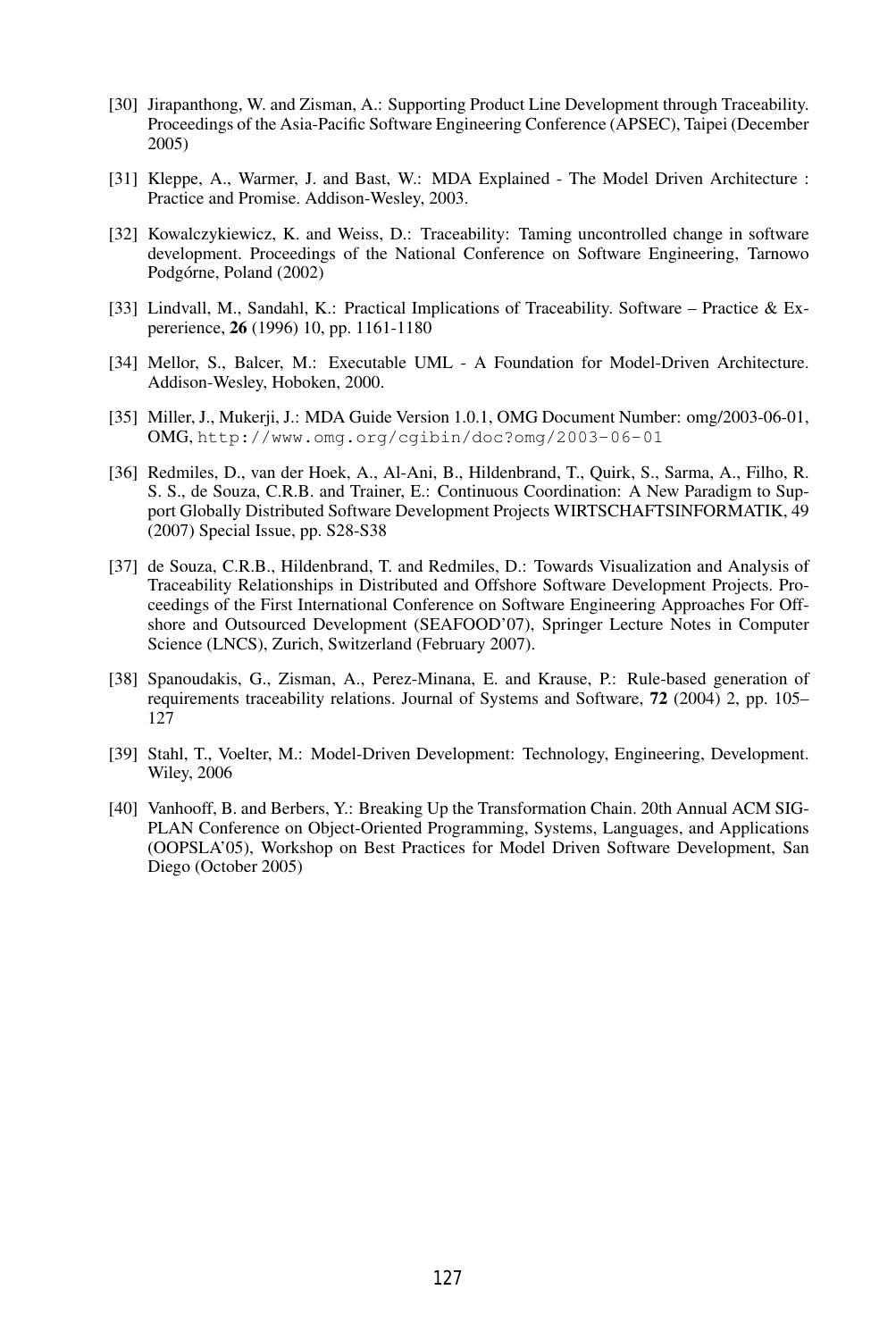[30] Jirapanthong, W. and Zisman, A.: Supporting Product Line Development through Traceability. Proceedings of the Asia-Pacific Software Engineering Conference (APSEC), Taipei (December 2005)

[31] Kleppe, A., Warmer, J. and Bast, W.: MDA Explained - The Model Driven Architecture : Practice and Promise. Addison-Wesley, 2003.

[32] Kowalczykiewicz, K. and Weiss, D.: Traceability: Taming uncontrolled change in software development. Proceedings of the National Conference on Software Engineering, Tarnowo Podgórne, Poland (2002)

[33] Lindvall, M., Sandahl, K.: Practical Implications of Traceability. Software – Practice & Expererience, **26** (1996) 10, pp. 1161-1180

[34] Mellor, S., Balcer, M.: Executable UML - A Foundation for Model-Driven Architecture. Addison-Wesley, Hoboken, 2000.

[35] Miller, J., Mukerji, J.: MDA Guide Version 1.0.1, OMG Document Number: omg/2003-06-01, OMG, `http://www.omg.org/cgibin/doc?omg/2003-06-01`

[36] Redmiles, D., van der Hoek, A., Al-Ani, B., Hildenbrand, T., Quirk, S., Sarma, A., Filho, R. S. S., de Souza, C.R.B. and Trainer, E.: Continuous Coordination: A New Paradigm to Support Globally Distributed Software Development Projects WIRTSCHAFTSINFORMATIK, 49 (2007) Special Issue, pp. S28-S38

[37] de Souza, C.R.B., Hildenbrand, T. and Redmiles, D.: Towards Visualization and Analysis of Traceability Relationships in Distributed and Offshore Software Development Projects. Proceedings of the First International Conference on Software Engineering Approaches For Offshore and Outsourced Development (SEAFOOD'07), Springer Lecture Notes in Computer Science (LNCS), Zurich, Switzerland (February 2007).

[38] Spanoudakis, G., Zisman, A., Perez-Minana, E. and Krause, P.: Rule-based generation of requirements traceability relations. Journal of Systems and Software, **72** (2004) 2, pp. 105–127

[39] Stahl, T., Voelter, M.: Model-Driven Development: Technology, Engineering, Development. Wiley, 2006

[40] Vanhooff, B. and Berbers, Y.: Breaking Up the Transformation Chain. 20th Annual ACM SIGPLAN Conference on Object-Oriented Programming, Systems, Languages, and Applications (OOPSLA'05), Workshop on Best Practices for Model Driven Software Development, San Diego (October 2005)